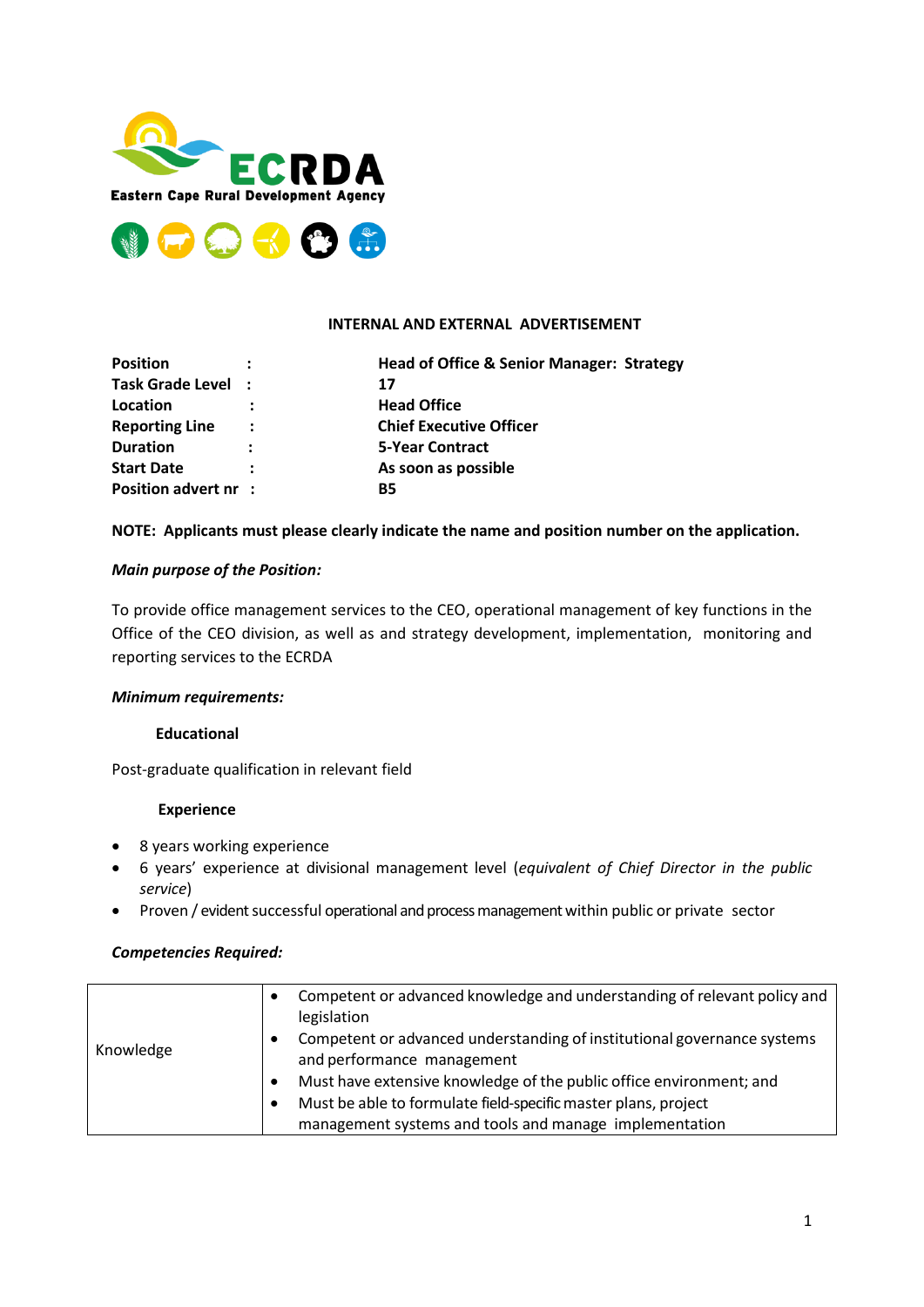ECRDA

Eastern Cape Rural Development Agency

**INTERNAL AND EXTERNAL ADVERTISEMENT**

| | | |
|---|---|---|
| **Position** | **:** | **Head of Office & Senior Manager: Strategy** |
| **Task Grade Level** | **:** | **17** |
| **Location** | **:** | **Head Office** |
| **Reporting Line** | **:** | **Chief Executive Officer** |
| **Duration** | **:** | **5-Year Contract** |
| **Start Date** | **:** | **As soon as possible** |
| **Position advert nr** | **:** | **B5** |

**NOTE: Applicants must please clearly indicate the name and position number on the application.**

***Main purpose of the Position:***

To provide office management services to the CEO, operational management of key functions in the Office of the CEO division, as well as and strategy development, implementation, monitoring and reporting services to the ECRDA

***Minimum requirements:***

**Educational**

Post-graduate qualification in relevant field

**Experience**

- 8 years working experience
- 6 years' experience at divisional management level (*equivalent of Chief Director in the public service*)
- Proven / evident successful operational and process management within public or private sector

***Competencies Required:***

| | |
|---|---|
| Knowledge | • Competent or advanced knowledge and understanding of relevant policy and legislation<br>• Competent or advanced understanding of institutional governance systems and performance management<br>• Must have extensive knowledge of the public office environment; and<br>• Must be able to formulate field-specific master plans, project management systems and tools and manage implementation |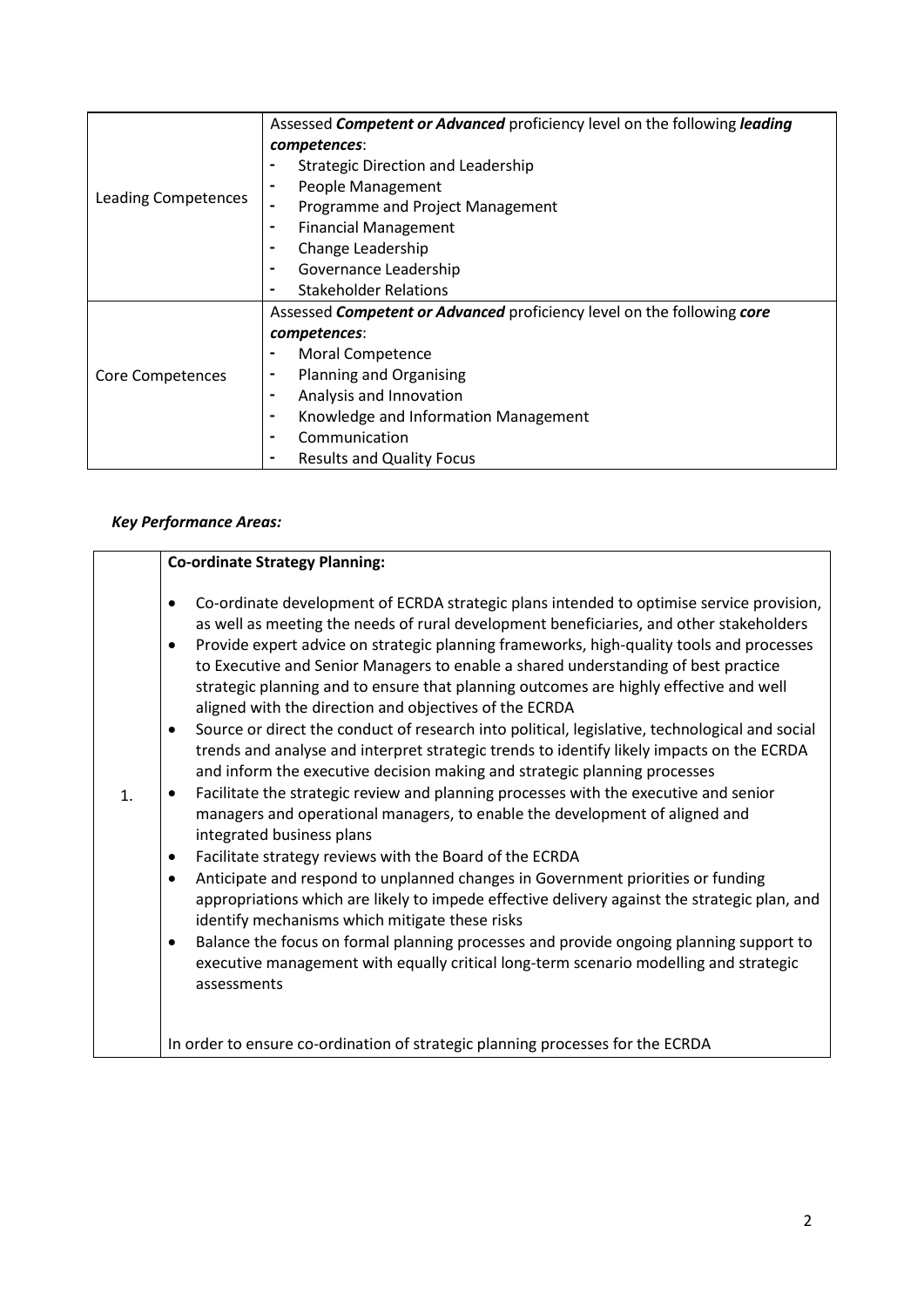| Leading Competences | Assessed ***Competent or Advanced*** proficiency level on the following ***leading competences***:<br>- Strategic Direction and Leadership<br>- People Management<br>- Programme and Project Management<br>- Financial Management<br>- Change Leadership<br>- Governance Leadership<br>- Stakeholder Relations |
|---|---|
| Core Competences | Assessed ***Competent or Advanced*** proficiency level on the following ***core competences***:<br>- Moral Competence<br>- Planning and Organising<br>- Analysis and Innovation<br>- Knowledge and Information Management<br>- Communication<br>- Results and Quality Focus |

***Key Performance Areas:***

| | **Co-ordinate Strategy Planning:** |
|---|---|
| 1. | • Co-ordinate development of ECRDA strategic plans intended to optimise service provision, as well as meeting the needs of rural development beneficiaries, and other stakeholders<br>• Provide expert advice on strategic planning frameworks, high-quality tools and processes to Executive and Senior Managers to enable a shared understanding of best practice strategic planning and to ensure that planning outcomes are highly effective and well aligned with the direction and objectives of the ECRDA<br>• Source or direct the conduct of research into political, legislative, technological and social trends and analyse and interpret strategic trends to identify likely impacts on the ECRDA and inform the executive decision making and strategic planning processes<br>• Facilitate the strategic review and planning processes with the executive and senior managers and operational managers, to enable the development of aligned and integrated business plans<br>• Facilitate strategy reviews with the Board of the ECRDA<br>• Anticipate and respond to unplanned changes in Government priorities or funding appropriations which are likely to impede effective delivery against the strategic plan, and identify mechanisms which mitigate these risks<br>• Balance the focus on formal planning processes and provide ongoing planning support to executive management with equally critical long-term scenario modelling and strategic assessments<br><br>In order to ensure co-ordination of strategic planning processes for the ECRDA |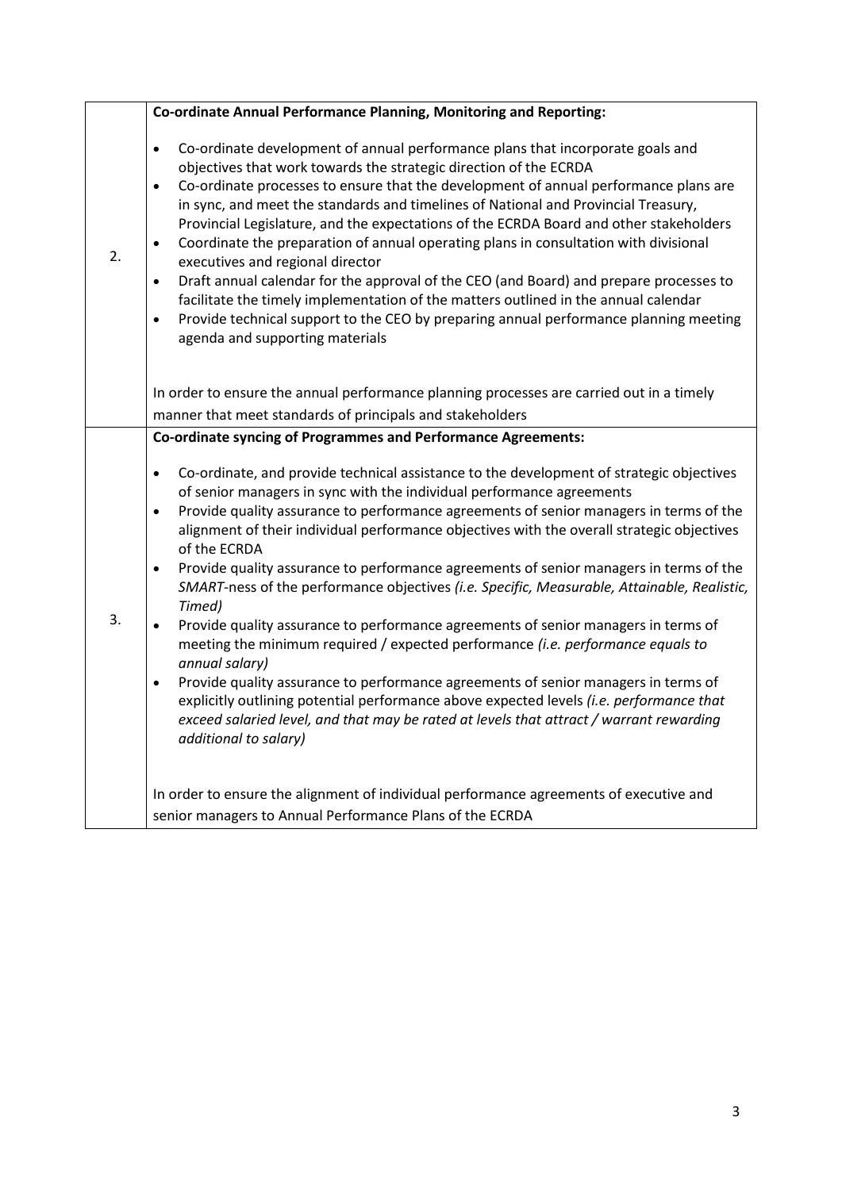| | |
|---|---|
| 2. | **Co-ordinate Annual Performance Planning, Monitoring and Reporting:**<br><br>• Co-ordinate development of annual performance plans that incorporate goals and objectives that work towards the strategic direction of the ECRDA<br>• Co-ordinate processes to ensure that the development of annual performance plans are in sync, and meet the standards and timelines of National and Provincial Treasury, Provincial Legislature, and the expectations of the ECRDA Board and other stakeholders<br>• Coordinate the preparation of annual operating plans in consultation with divisional executives and regional director<br>• Draft annual calendar for the approval of the CEO (and Board) and prepare processes to facilitate the timely implementation of the matters outlined in the annual calendar<br>• Provide technical support to the CEO by preparing annual performance planning meeting agenda and supporting materials<br><br>In order to ensure the annual performance planning processes are carried out in a timely manner that meet standards of principals and stakeholders |
| 3. | **Co-ordinate syncing of Programmes and Performance Agreements:**<br><br>• Co-ordinate, and provide technical assistance to the development of strategic objectives of senior managers in sync with the individual performance agreements<br>• Provide quality assurance to performance agreements of senior managers in terms of the alignment of their individual performance objectives with the overall strategic objectives of the ECRDA<br>• Provide quality assurance to performance agreements of senior managers in terms of the *SMART*-ness of the performance objectives *(i.e. Specific, Measurable, Attainable, Realistic, Timed)*<br>• Provide quality assurance to performance agreements of senior managers in terms of meeting the minimum required / expected performance *(i.e. performance equals to annual salary)*<br>• Provide quality assurance to performance agreements of senior managers in terms of explicitly outlining potential performance above expected levels *(i.e. performance that exceed salaried level, and that may be rated at levels that attract / warrant rewarding additional to salary)*<br><br>In order to ensure the alignment of individual performance agreements of executive and senior managers to Annual Performance Plans of the ECRDA |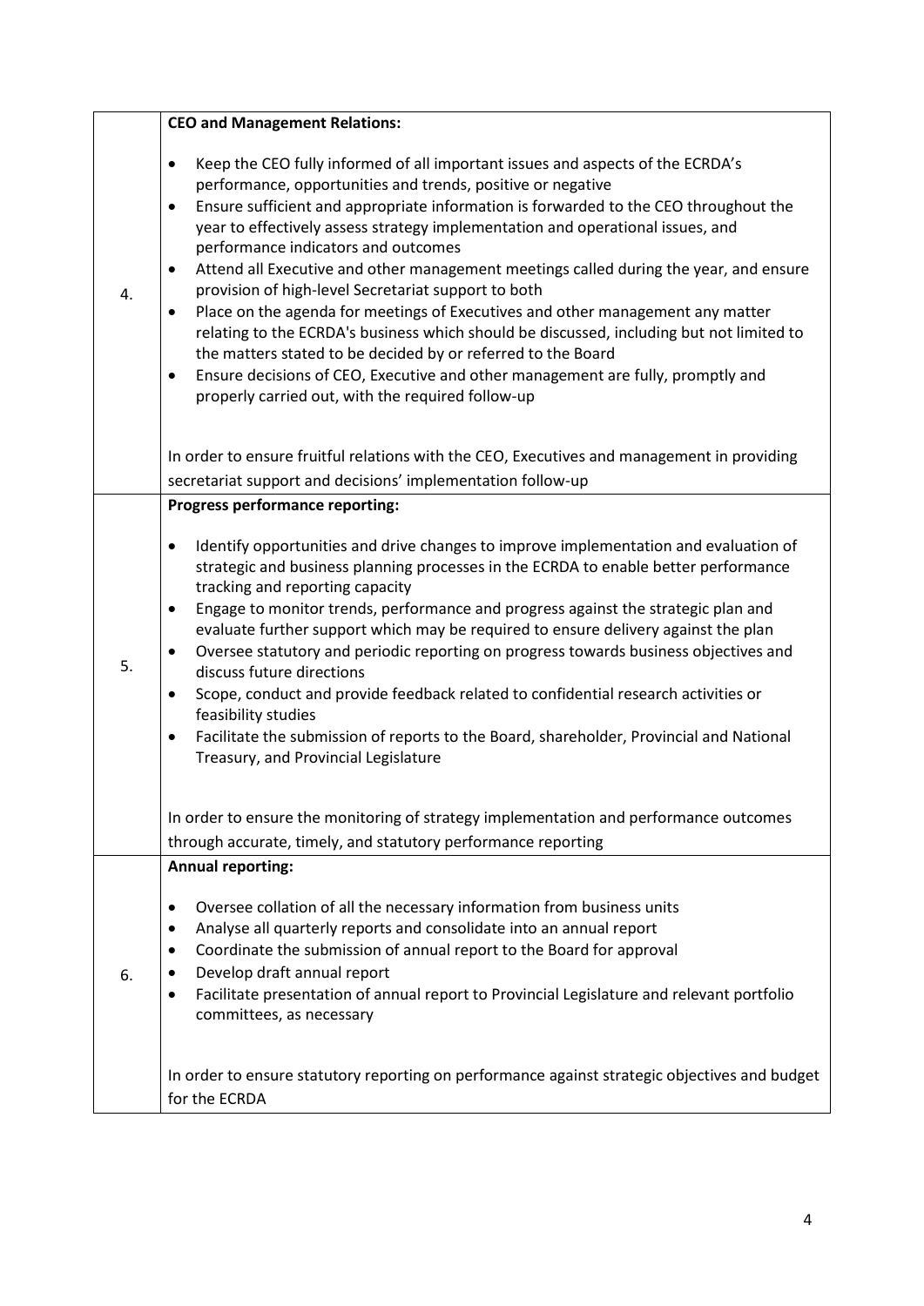| | |
|---|---|
| 4. | **CEO and Management Relations:**<br><br>• Keep the CEO fully informed of all important issues and aspects of the ECRDA's performance, opportunities and trends, positive or negative<br>• Ensure sufficient and appropriate information is forwarded to the CEO throughout the year to effectively assess strategy implementation and operational issues, and performance indicators and outcomes<br>• Attend all Executive and other management meetings called during the year, and ensure provision of high-level Secretariat support to both<br>• Place on the agenda for meetings of Executives and other management any matter relating to the ECRDA's business which should be discussed, including but not limited to the matters stated to be decided by or referred to the Board<br>• Ensure decisions of CEO, Executive and other management are fully, promptly and properly carried out, with the required follow-up<br><br>In order to ensure fruitful relations with the CEO, Executives and management in providing secretariat support and decisions' implementation follow-up |
| 5. | **Progress performance reporting:**<br><br>• Identify opportunities and drive changes to improve implementation and evaluation of strategic and business planning processes in the ECRDA to enable better performance tracking and reporting capacity<br>• Engage to monitor trends, performance and progress against the strategic plan and evaluate further support which may be required to ensure delivery against the plan<br>• Oversee statutory and periodic reporting on progress towards business objectives and discuss future directions<br>• Scope, conduct and provide feedback related to confidential research activities or feasibility studies<br>• Facilitate the submission of reports to the Board, shareholder, Provincial and National Treasury, and Provincial Legislature<br><br>In order to ensure the monitoring of strategy implementation and performance outcomes through accurate, timely, and statutory performance reporting |
| 6. | **Annual reporting:**<br><br>• Oversee collation of all the necessary information from business units<br>• Analyse all quarterly reports and consolidate into an annual report<br>• Coordinate the submission of annual report to the Board for approval<br>• Develop draft annual report<br>• Facilitate presentation of annual report to Provincial Legislature and relevant portfolio committees, as necessary<br><br>In order to ensure statutory reporting on performance against strategic objectives and budget for the ECRDA |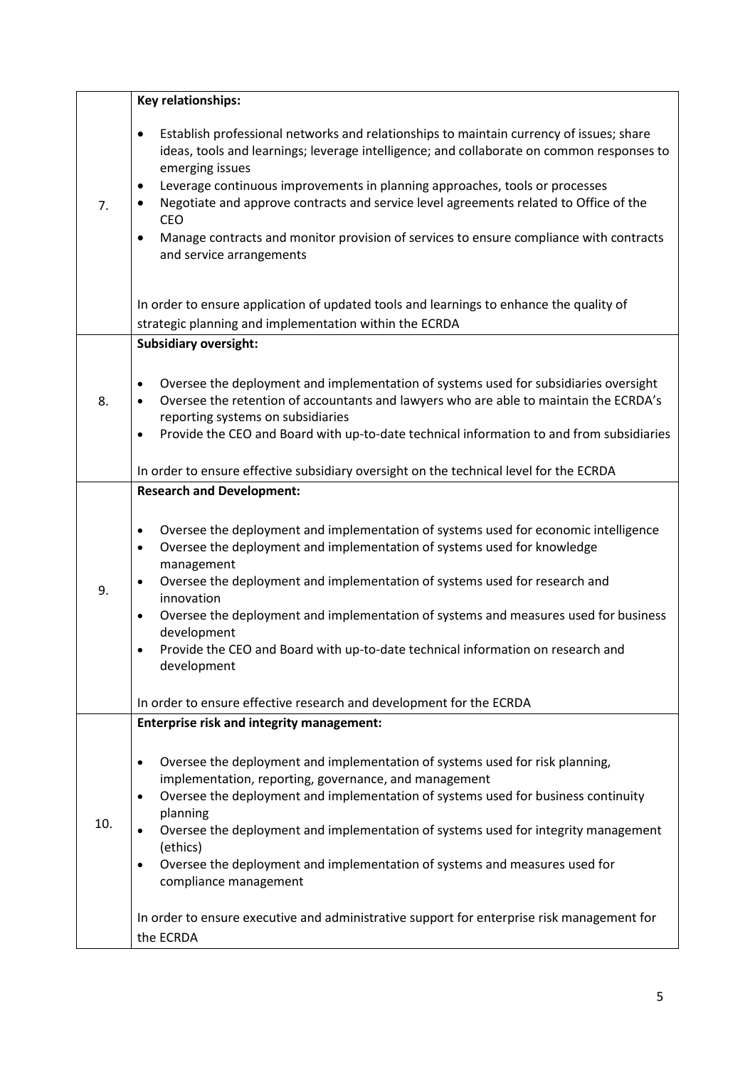| | |
|---|---|
| 7. | **Key relationships:**<br><br>• Establish professional networks and relationships to maintain currency of issues; share ideas, tools and learnings; leverage intelligence; and collaborate on common responses to emerging issues<br>• Leverage continuous improvements in planning approaches, tools or processes<br>• Negotiate and approve contracts and service level agreements related to Office of the CEO<br>• Manage contracts and monitor provision of services to ensure compliance with contracts and service arrangements<br><br>In order to ensure application of updated tools and learnings to enhance the quality of strategic planning and implementation within the ECRDA |
| 8. | **Subsidiary oversight:**<br><br>• Oversee the deployment and implementation of systems used for subsidiaries oversight<br>• Oversee the retention of accountants and lawyers who are able to maintain the ECRDA's reporting systems on subsidiaries<br>• Provide the CEO and Board with up-to-date technical information to and from subsidiaries<br><br>In order to ensure effective subsidiary oversight on the technical level for the ECRDA |
| 9. | **Research and Development:**<br><br>• Oversee the deployment and implementation of systems used for economic intelligence<br>• Oversee the deployment and implementation of systems used for knowledge management<br>• Oversee the deployment and implementation of systems used for research and innovation<br>• Oversee the deployment and implementation of systems and measures used for business development<br>• Provide the CEO and Board with up-to-date technical information on research and development<br><br>In order to ensure effective research and development for the ECRDA |
| 10. | **Enterprise risk and integrity management:**<br><br>• Oversee the deployment and implementation of systems used for risk planning, implementation, reporting, governance, and management<br>• Oversee the deployment and implementation of systems used for business continuity planning<br>• Oversee the deployment and implementation of systems used for integrity management (ethics)<br>• Oversee the deployment and implementation of systems and measures used for compliance management<br><br>In order to ensure executive and administrative support for enterprise risk management for the ECRDA |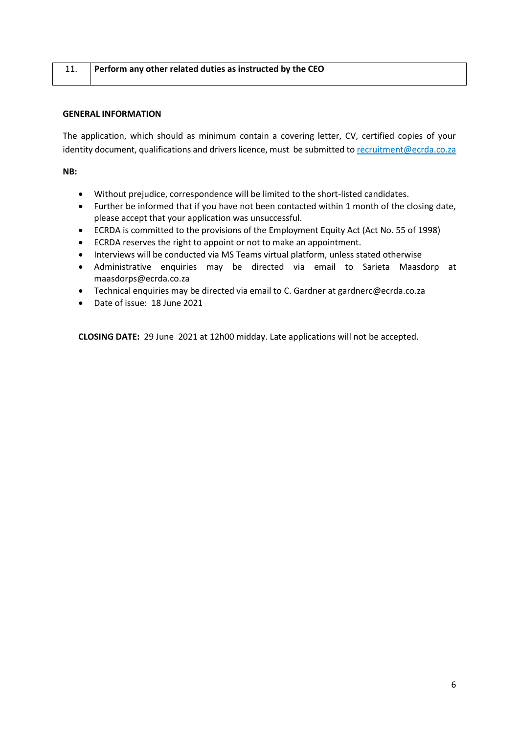| | |
|---|---|
| 11. | **Perform any other related duties as instructed by the CEO** |

**GENERAL INFORMATION**

The application, which should as minimum contain a covering letter, CV, certified copies of your identity document, qualifications and drivers licence, must be submitted to recruitment@ecrda.co.za

**NB:**

- Without prejudice, correspondence will be limited to the short-listed candidates.
- Further be informed that if you have not been contacted within 1 month of the closing date, please accept that your application was unsuccessful.
- ECRDA is committed to the provisions of the Employment Equity Act (Act No. 55 of 1998)
- ECRDA reserves the right to appoint or not to make an appointment.
- Interviews will be conducted via MS Teams virtual platform, unless stated otherwise
- Administrative enquiries may be directed via email to Sarieta Maasdorp at maasdorps@ecrda.co.za
- Technical enquiries may be directed via email to C. Gardner at gardnerc@ecrda.co.za
- Date of issue: 18 June 2021

**CLOSING DATE:** 29 June 2021 at 12h00 midday. Late applications will not be accepted.